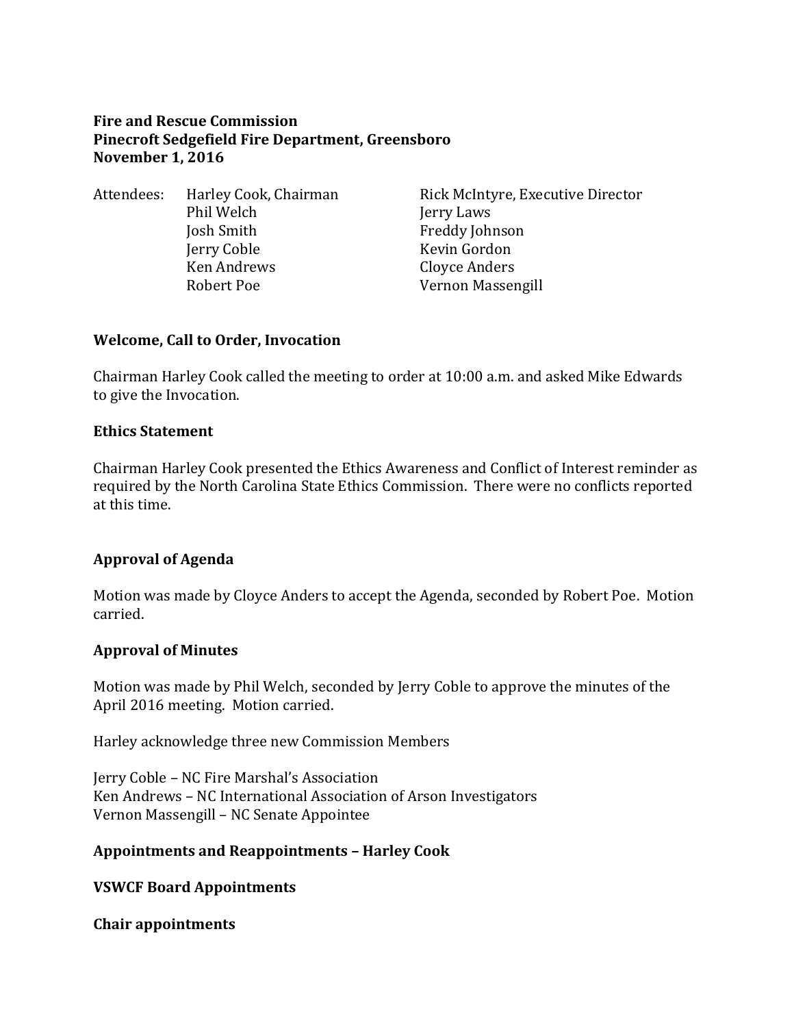**Fire and Rescue Commission**
**Pinecroft Sedgefield Fire Department, Greensboro**
**November 1, 2016**

| Attendees: | Harley Cook, Chairman | Rick McIntyre, Executive Director |
|---|---|---|
| | Phil Welch | Jerry Laws |
| | Josh Smith | Freddy Johnson |
| | Jerry Coble | Kevin Gordon |
| | Ken Andrews | Cloyce Anders |
| | Robert Poe | Vernon Massengill |

**Welcome, Call to Order, Invocation**

Chairman Harley Cook called the meeting to order at 10:00 a.m. and asked Mike Edwards to give the Invocation.

**Ethics Statement**

Chairman Harley Cook presented the Ethics Awareness and Conflict of Interest reminder as required by the North Carolina State Ethics Commission. There were no conflicts reported at this time.

**Approval of Agenda**

Motion was made by Cloyce Anders to accept the Agenda, seconded by Robert Poe. Motion carried.

**Approval of Minutes**

Motion was made by Phil Welch, seconded by Jerry Coble to approve the minutes of the April 2016 meeting. Motion carried.

Harley acknowledge three new Commission Members

Jerry Coble – NC Fire Marshal's Association
Ken Andrews – NC International Association of Arson Investigators
Vernon Massengill – NC Senate Appointee

**Appointments and Reappointments – Harley Cook**

**VSWCF Board Appointments**

**Chair appointments**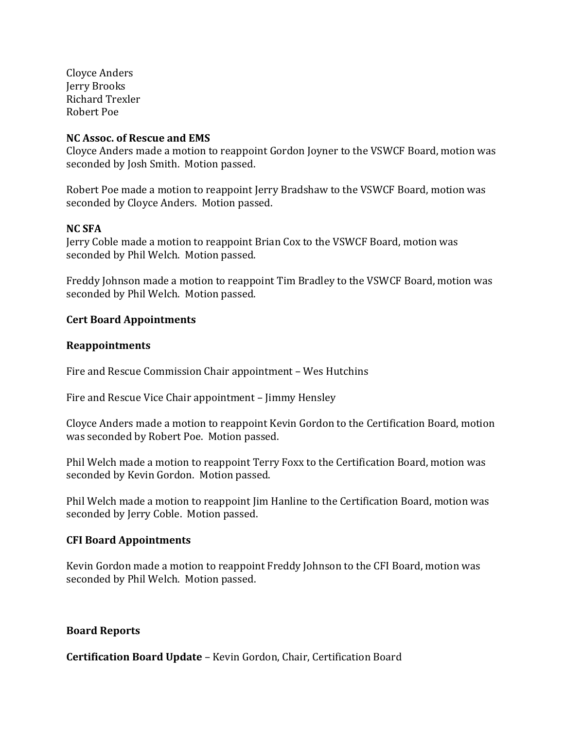Cloyce Anders
Jerry Brooks
Richard Trexler
Robert Poe

**NC Assoc. of Rescue and EMS**
Cloyce Anders made a motion to reappoint Gordon Joyner to the VSWCF Board, motion was seconded by Josh Smith. Motion passed.

Robert Poe made a motion to reappoint Jerry Bradshaw to the VSWCF Board, motion was seconded by Cloyce Anders. Motion passed.

**NC SFA**
Jerry Coble made a motion to reappoint Brian Cox to the VSWCF Board, motion was seconded by Phil Welch. Motion passed.

Freddy Johnson made a motion to reappoint Tim Bradley to the VSWCF Board, motion was seconded by Phil Welch. Motion passed.

**Cert Board Appointments**

**Reappointments**

Fire and Rescue Commission Chair appointment – Wes Hutchins

Fire and Rescue Vice Chair appointment – Jimmy Hensley

Cloyce Anders made a motion to reappoint Kevin Gordon to the Certification Board, motion was seconded by Robert Poe. Motion passed.

Phil Welch made a motion to reappoint Terry Foxx to the Certification Board, motion was seconded by Kevin Gordon. Motion passed.

Phil Welch made a motion to reappoint Jim Hanline to the Certification Board, motion was seconded by Jerry Coble. Motion passed.

**CFI Board Appointments**

Kevin Gordon made a motion to reappoint Freddy Johnson to the CFI Board, motion was seconded by Phil Welch. Motion passed.

**Board Reports**

**Certification Board Update** – Kevin Gordon, Chair, Certification Board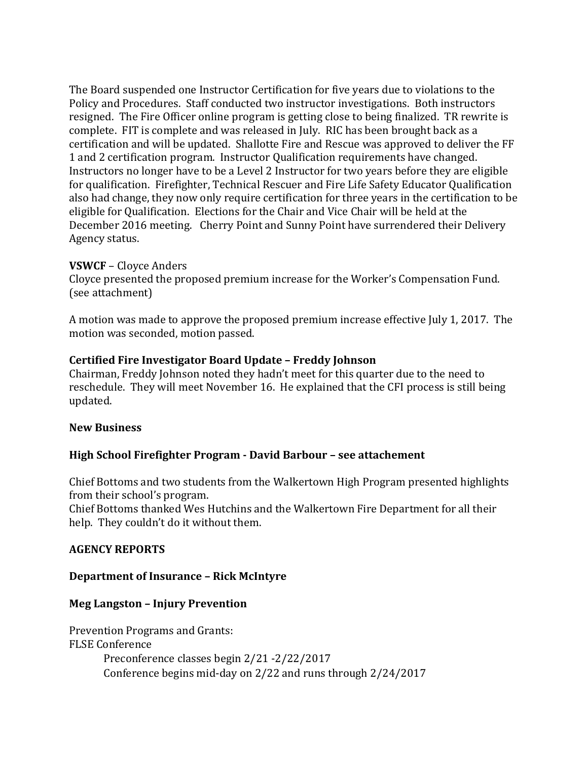The Board suspended one Instructor Certification for five years due to violations to the Policy and Procedures. Staff conducted two instructor investigations. Both instructors resigned. The Fire Officer online program is getting close to being finalized. TR rewrite is complete. FIT is complete and was released in July. RIC has been brought back as a certification and will be updated. Shallotte Fire and Rescue was approved to deliver the FF 1 and 2 certification program. Instructor Qualification requirements have changed. Instructors no longer have to be a Level 2 Instructor for two years before they are eligible for qualification. Firefighter, Technical Rescuer and Fire Life Safety Educator Qualification also had change, they now only require certification for three years in the certification to be eligible for Qualification. Elections for the Chair and Vice Chair will be held at the December 2016 meeting. Cherry Point and Sunny Point have surrendered their Delivery Agency status.

**VSWCF** – Cloyce Anders

Cloyce presented the proposed premium increase for the Worker's Compensation Fund. (see attachment)

A motion was made to approve the proposed premium increase effective July 1, 2017. The motion was seconded, motion passed.

**Certified Fire Investigator Board Update – Freddy Johnson**

Chairman, Freddy Johnson noted they hadn't meet for this quarter due to the need to reschedule. They will meet November 16. He explained that the CFI process is still being updated.

**New Business**

**High School Firefighter Program - David Barbour – see attachement**

Chief Bottoms and two students from the Walkertown High Program presented highlights from their school's program.

Chief Bottoms thanked Wes Hutchins and the Walkertown Fire Department for all their help. They couldn't do it without them.

**AGENCY REPORTS**

**Department of Insurance – Rick McIntyre**

**Meg Langston – Injury Prevention**

Prevention Programs and Grants:

FLSE Conference

- Preconference classes begin 2/21 -2/22/2017
- Conference begins mid-day on 2/22 and runs through 2/24/2017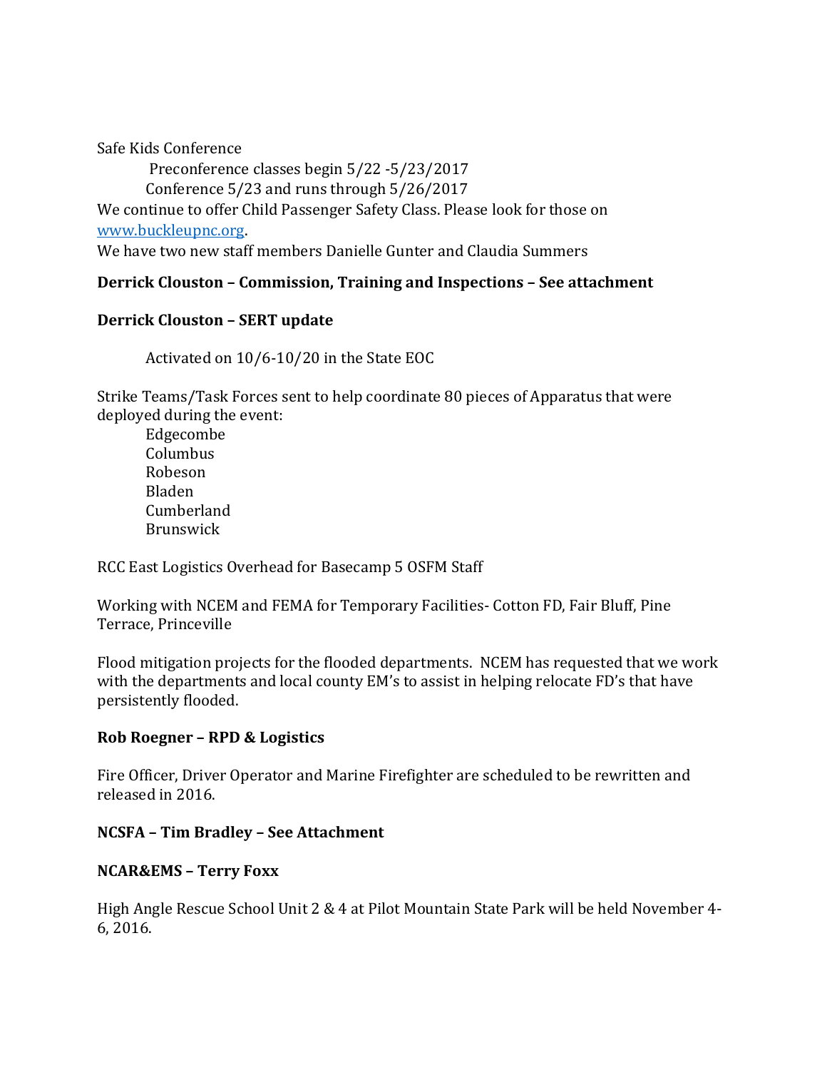Safe Kids Conference

Preconference classes begin 5/22 -5/23/2017

Conference 5/23 and runs through 5/26/2017

We continue to offer Child Passenger Safety Class. Please look for those on [www.buckleupnc.org](http://www.buckleupnc.org).

We have two new staff members Danielle Gunter and Claudia Summers

**Derrick Clouston – Commission, Training and Inspections – See attachment**

**Derrick Clouston – SERT update**

Activated on 10/6-10/20 in the State EOC

Strike Teams/Task Forces sent to help coordinate 80 pieces of Apparatus that were deployed during the event:

- Edgecombe
- Columbus
- Robeson
- Bladen
- Cumberland
- Brunswick

RCC East Logistics Overhead for Basecamp 5 OSFM Staff

Working with NCEM and FEMA for Temporary Facilities- Cotton FD, Fair Bluff, Pine Terrace, Princeville

Flood mitigation projects for the flooded departments. NCEM has requested that we work with the departments and local county EM's to assist in helping relocate FD's that have persistently flooded.

**Rob Roegner – RPD & Logistics**

Fire Officer, Driver Operator and Marine Firefighter are scheduled to be rewritten and released in 2016.

**NCSFA – Tim Bradley – See Attachment**

**NCAR&EMS – Terry Foxx**

High Angle Rescue School Unit 2 & 4 at Pilot Mountain State Park will be held November 4-6, 2016.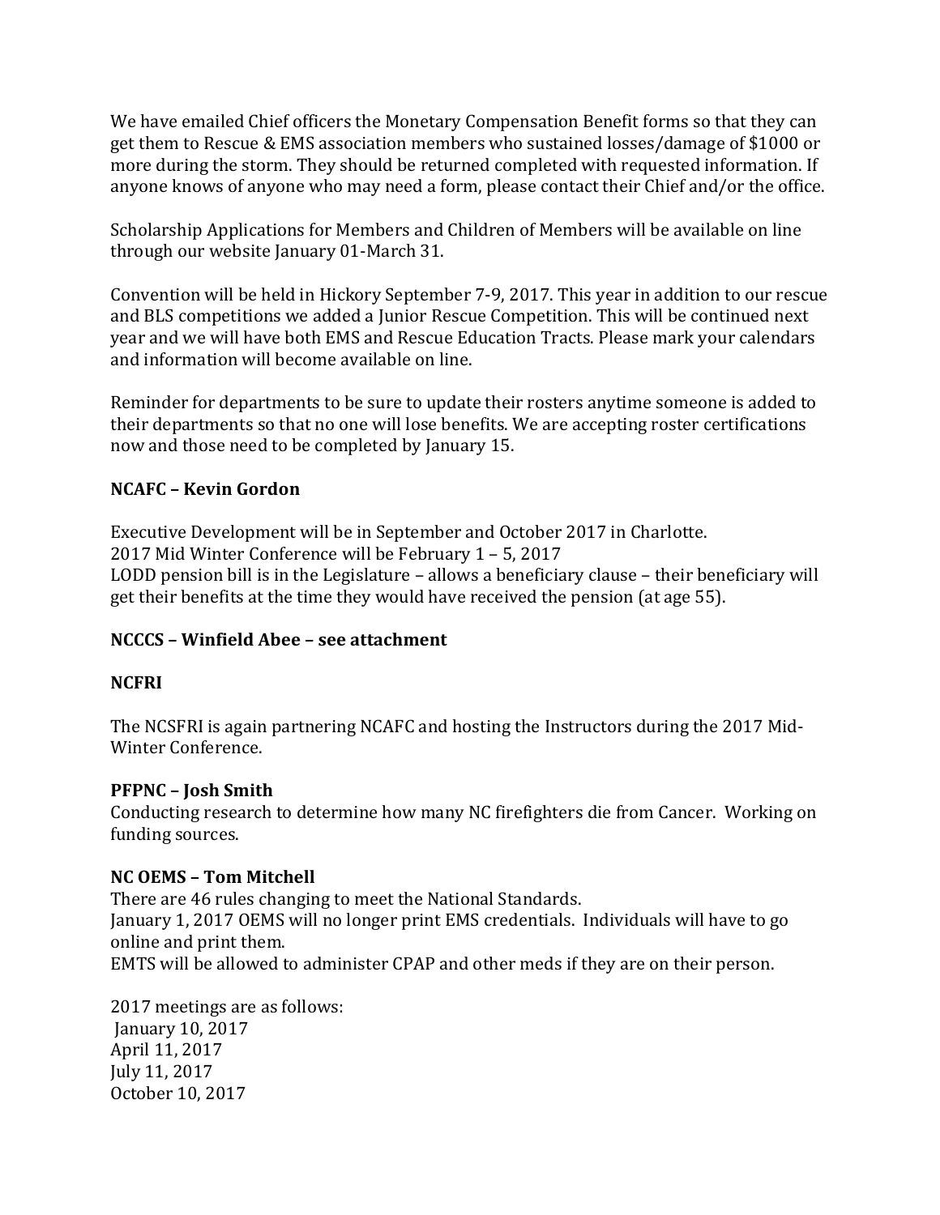We have emailed Chief officers the Monetary Compensation Benefit forms so that they can get them to Rescue & EMS association members who sustained losses/damage of $1000 or more during the storm. They should be returned completed with requested information. If anyone knows of anyone who may need a form, please contact their Chief and/or the office.

Scholarship Applications for Members and Children of Members will be available on line through our website January 01-March 31.

Convention will be held in Hickory September 7-9, 2017. This year in addition to our rescue and BLS competitions we added a Junior Rescue Competition. This will be continued next year and we will have both EMS and Rescue Education Tracts. Please mark your calendars and information will become available on line.

Reminder for departments to be sure to update their rosters anytime someone is added to their departments so that no one will lose benefits. We are accepting roster certifications now and those need to be completed by January 15.

**NCAFC – Kevin Gordon**

Executive Development will be in September and October 2017 in Charlotte.
2017 Mid Winter Conference will be February 1 – 5, 2017
LODD pension bill is in the Legislature – allows a beneficiary clause – their beneficiary will get their benefits at the time they would have received the pension (at age 55).

**NCCCS – Winfield Abee – see attachment**

**NCFRI**

The NCSFRI is again partnering NCAFC and hosting the Instructors during the 2017 Mid-Winter Conference.

**PFPNC – Josh Smith**
Conducting research to determine how many NC firefighters die from Cancer. Working on funding sources.

**NC OEMS – Tom Mitchell**
There are 46 rules changing to meet the National Standards.
January 1, 2017 OEMS will no longer print EMS credentials. Individuals will have to go online and print them.
EMTS will be allowed to administer CPAP and other meds if they are on their person.

2017 meetings are as follows:
January 10, 2017
April 11, 2017
July 11, 2017
October 10, 2017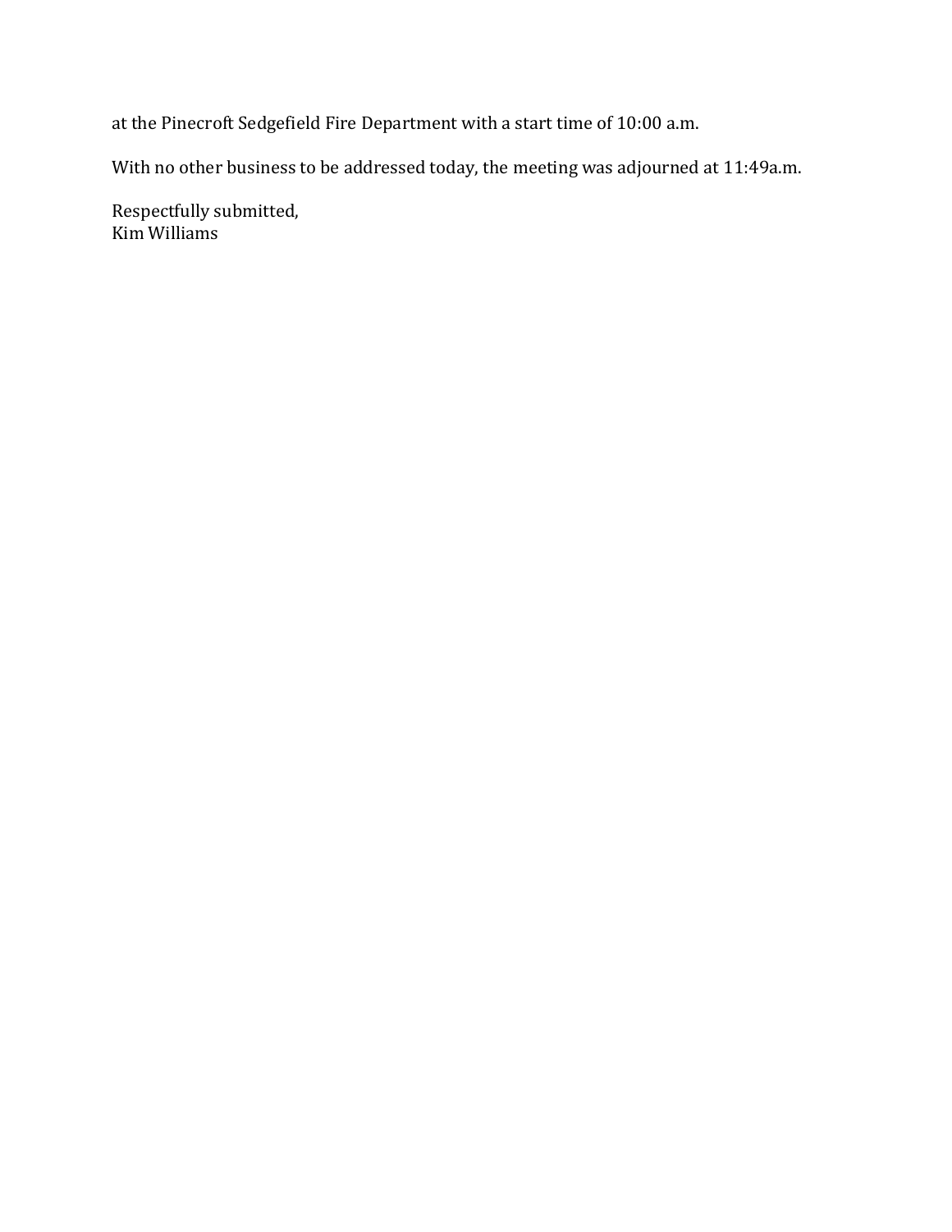at the Pinecroft Sedgefield Fire Department with a start time of 10:00 a.m.

With no other business to be addressed today, the meeting was adjourned at 11:49a.m.

Respectfully submitted,  
Kim Williams